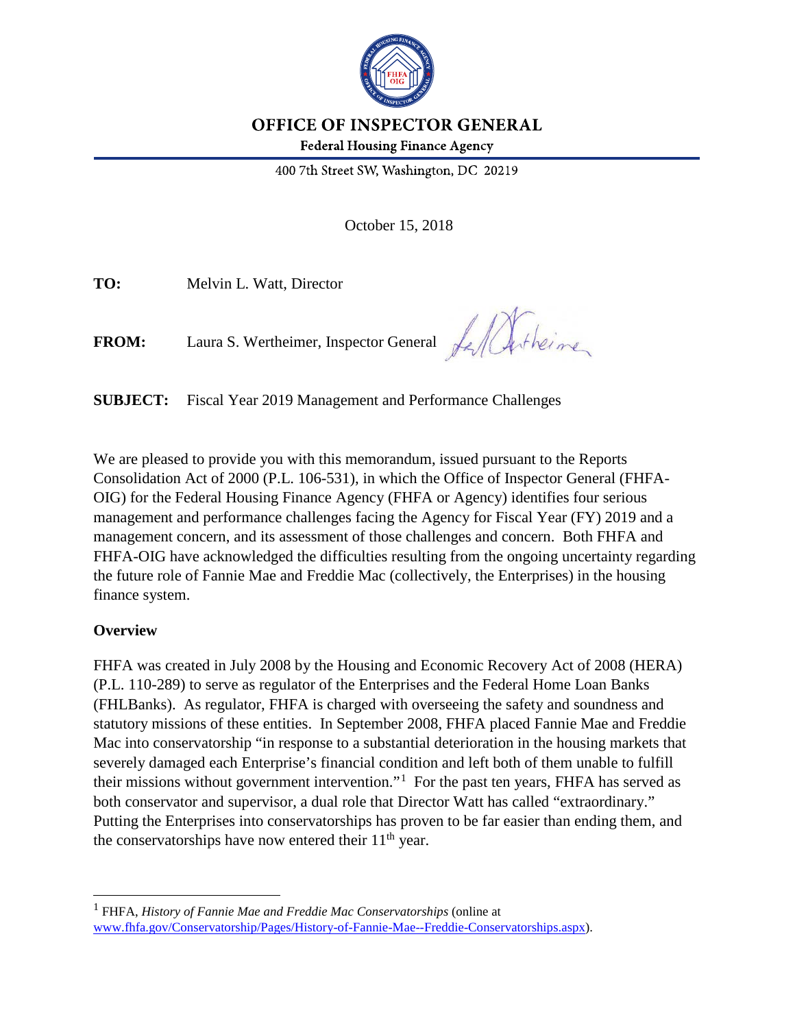# OFFICE OF INSPECTOR GENERAL

**Federal Housing Finance Agency**

400 7th Street SW, Washington, DC 20219

October 15, 2018

**TO:** Melvin L. Watt, Director

**FROM:** Laura S. Wertheimer, Inspector General

**SUBJECT:** Fiscal Year 2019 Management and Performance Challenges

We are pleased to provide you with this memorandum, issued pursuant to the Reports Consolidation Act of 2000 (P.L. 106-531), in which the Office of Inspector General (FHFA-OIG) for the Federal Housing Finance Agency (FHFA or Agency) identifies four serious management and performance challenges facing the Agency for Fiscal Year (FY) 2019 and a management concern, and its assessment of those challenges and concern. Both FHFA and FHFA-OIG have acknowledged the difficulties resulting from the ongoing uncertainty regarding the future role of Fannie Mae and Freddie Mac (collectively, the Enterprises) in the housing finance system.

**Overview**

FHFA was created in July 2008 by the Housing and Economic Recovery Act of 2008 (HERA) (P.L. 110-289) to serve as regulator of the Enterprises and the Federal Home Loan Banks (FHLBanks). As regulator, FHFA is charged with overseeing the safety and soundness and statutory missions of these entities. In September 2008, FHFA placed Fannie Mae and Freddie Mac into conservatorship "in response to a substantial deterioration in the housing markets that severely damaged each Enterprise's financial condition and left both of them unable to fulfill their missions without government intervention."[1] For the past ten years, FHFA has served as both conservator and supervisor, a dual role that Director Watt has called "extraordinary." Putting the Enterprises into conservatorships has proven to be far easier than ending them, and the conservatorships have now entered their 11th year.

---

[1] FHFA, *History of Fannie Mae and Freddie Mac Conservatorships* (online at www.fhfa.gov/Conservatorship/Pages/History-of-Fannie-Mae--Freddie-Conservatorships.aspx).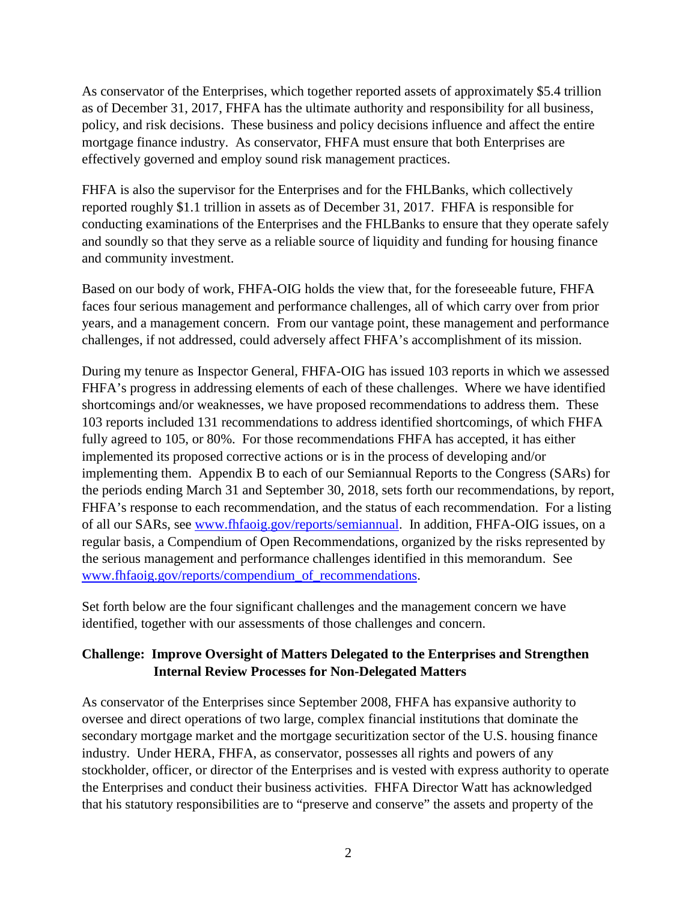As conservator of the Enterprises, which together reported assets of approximately $5.4 trillion as of December 31, 2017, FHFA has the ultimate authority and responsibility for all business, policy, and risk decisions. These business and policy decisions influence and affect the entire mortgage finance industry. As conservator, FHFA must ensure that both Enterprises are effectively governed and employ sound risk management practices.

FHFA is also the supervisor for the Enterprises and for the FHLBanks, which collectively reported roughly $1.1 trillion in assets as of December 31, 2017. FHFA is responsible for conducting examinations of the Enterprises and the FHLBanks to ensure that they operate safely and soundly so that they serve as a reliable source of liquidity and funding for housing finance and community investment.

Based on our body of work, FHFA-OIG holds the view that, for the foreseeable future, FHFA faces four serious management and performance challenges, all of which carry over from prior years, and a management concern. From our vantage point, these management and performance challenges, if not addressed, could adversely affect FHFA's accomplishment of its mission.

During my tenure as Inspector General, FHFA-OIG has issued 103 reports in which we assessed FHFA's progress in addressing elements of each of these challenges. Where we have identified shortcomings and/or weaknesses, we have proposed recommendations to address them. These 103 reports included 131 recommendations to address identified shortcomings, of which FHFA fully agreed to 105, or 80%. For those recommendations FHFA has accepted, it has either implemented its proposed corrective actions or is in the process of developing and/or implementing them. Appendix B to each of our Semiannual Reports to the Congress (SARs) for the periods ending March 31 and September 30, 2018, sets forth our recommendations, by report, FHFA's response to each recommendation, and the status of each recommendation. For a listing of all our SARs, see [www.fhfaoig.gov/reports/semiannual](www.fhfaoig.gov/reports/semiannual). In addition, FHFA-OIG issues, on a regular basis, a Compendium of Open Recommendations, organized by the risks represented by the serious management and performance challenges identified in this memorandum. See [www.fhfaoig.gov/reports/compendium_of_recommendations](www.fhfaoig.gov/reports/compendium_of_recommendations).

Set forth below are the four significant challenges and the management concern we have identified, together with our assessments of those challenges and concern.

### Challenge: Improve Oversight of Matters Delegated to the Enterprises and Strengthen Internal Review Processes for Non-Delegated Matters

As conservator of the Enterprises since September 2008, FHFA has expansive authority to oversee and direct operations of two large, complex financial institutions that dominate the secondary mortgage market and the mortgage securitization sector of the U.S. housing finance industry. Under HERA, FHFA, as conservator, possesses all rights and powers of any stockholder, officer, or director of the Enterprises and is vested with express authority to operate the Enterprises and conduct their business activities. FHFA Director Watt has acknowledged that his statutory responsibilities are to "preserve and conserve" the assets and property of the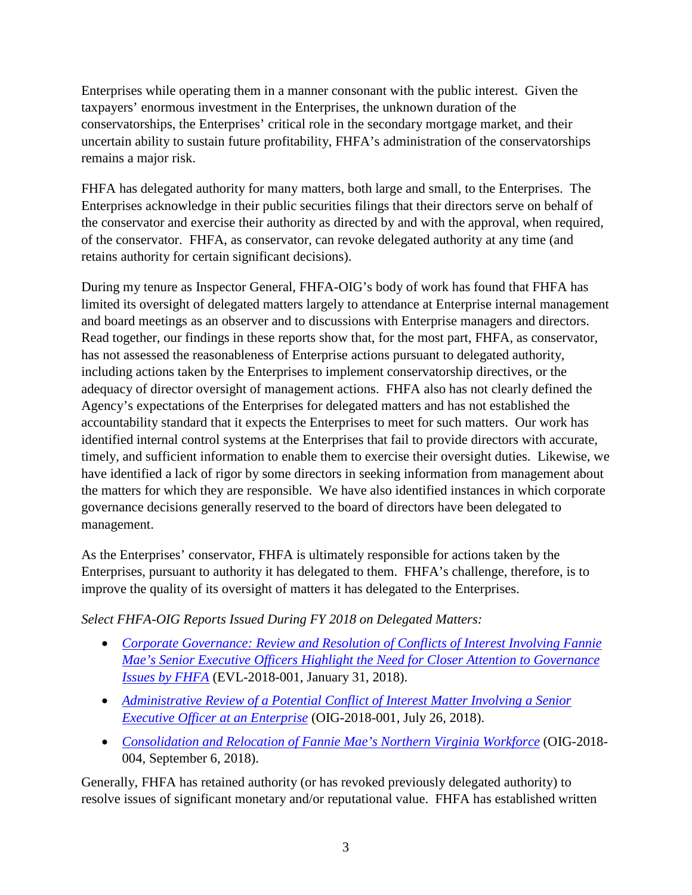Enterprises while operating them in a manner consonant with the public interest. Given the taxpayers' enormous investment in the Enterprises, the unknown duration of the conservatorships, the Enterprises' critical role in the secondary mortgage market, and their uncertain ability to sustain future profitability, FHFA's administration of the conservatorships remains a major risk.

FHFA has delegated authority for many matters, both large and small, to the Enterprises. The Enterprises acknowledge in their public securities filings that their directors serve on behalf of the conservator and exercise their authority as directed by and with the approval, when required, of the conservator. FHFA, as conservator, can revoke delegated authority at any time (and retains authority for certain significant decisions).

During my tenure as Inspector General, FHFA-OIG's body of work has found that FHFA has limited its oversight of delegated matters largely to attendance at Enterprise internal management and board meetings as an observer and to discussions with Enterprise managers and directors. Read together, our findings in these reports show that, for the most part, FHFA, as conservator, has not assessed the reasonableness of Enterprise actions pursuant to delegated authority, including actions taken by the Enterprises to implement conservatorship directives, or the adequacy of director oversight of management actions. FHFA also has not clearly defined the Agency's expectations of the Enterprises for delegated matters and has not established the accountability standard that it expects the Enterprises to meet for such matters. Our work has identified internal control systems at the Enterprises that fail to provide directors with accurate, timely, and sufficient information to enable them to exercise their oversight duties. Likewise, we have identified a lack of rigor by some directors in seeking information from management about the matters for which they are responsible. We have also identified instances in which corporate governance decisions generally reserved to the board of directors have been delegated to management.

As the Enterprises' conservator, FHFA is ultimately responsible for actions taken by the Enterprises, pursuant to authority it has delegated to them. FHFA's challenge, therefore, is to improve the quality of its oversight of matters it has delegated to the Enterprises.

*Select FHFA-OIG Reports Issued During FY 2018 on Delegated Matters:*

- *Corporate Governance: Review and Resolution of Conflicts of Interest Involving Fannie Mae's Senior Executive Officers Highlight the Need for Closer Attention to Governance Issues by FHFA* (EVL-2018-001, January 31, 2018).
- *Administrative Review of a Potential Conflict of Interest Matter Involving a Senior Executive Officer at an Enterprise* (OIG-2018-001, July 26, 2018).
- *Consolidation and Relocation of Fannie Mae's Northern Virginia Workforce* (OIG-2018-004, September 6, 2018).

Generally, FHFA has retained authority (or has revoked previously delegated authority) to resolve issues of significant monetary and/or reputational value. FHFA has established written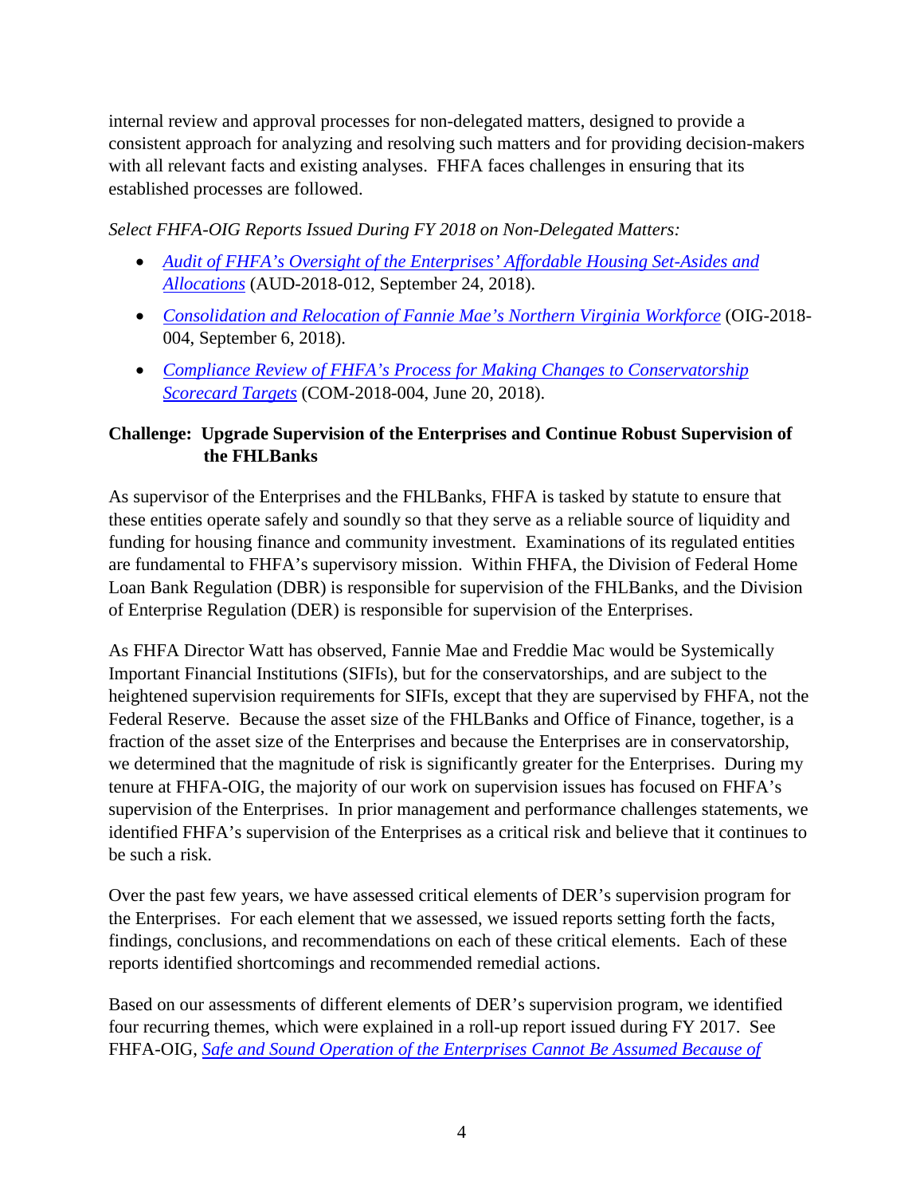internal review and approval processes for non-delegated matters, designed to provide a consistent approach for analyzing and resolving such matters and for providing decision-makers with all relevant facts and existing analyses. FHFA faces challenges in ensuring that its established processes are followed.

*Select FHFA-OIG Reports Issued During FY 2018 on Non-Delegated Matters:*

- *Audit of FHFA's Oversight of the Enterprises' Affordable Housing Set-Asides and Allocations* (AUD-2018-012, September 24, 2018).
- *Consolidation and Relocation of Fannie Mae's Northern Virginia Workforce* (OIG-2018-004, September 6, 2018).
- *Compliance Review of FHFA's Process for Making Changes to Conservatorship Scorecard Targets* (COM-2018-004, June 20, 2018).

**Challenge: Upgrade Supervision of the Enterprises and Continue Robust Supervision of the FHLBanks**

As supervisor of the Enterprises and the FHLBanks, FHFA is tasked by statute to ensure that these entities operate safely and soundly so that they serve as a reliable source of liquidity and funding for housing finance and community investment. Examinations of its regulated entities are fundamental to FHFA's supervisory mission. Within FHFA, the Division of Federal Home Loan Bank Regulation (DBR) is responsible for supervision of the FHLBanks, and the Division of Enterprise Regulation (DER) is responsible for supervision of the Enterprises.

As FHFA Director Watt has observed, Fannie Mae and Freddie Mac would be Systemically Important Financial Institutions (SIFIs), but for the conservatorships, and are subject to the heightened supervision requirements for SIFIs, except that they are supervised by FHFA, not the Federal Reserve. Because the asset size of the FHLBanks and Office of Finance, together, is a fraction of the asset size of the Enterprises and because the Enterprises are in conservatorship, we determined that the magnitude of risk is significantly greater for the Enterprises. During my tenure at FHFA-OIG, the majority of our work on supervision issues has focused on FHFA's supervision of the Enterprises. In prior management and performance challenges statements, we identified FHFA's supervision of the Enterprises as a critical risk and believe that it continues to be such a risk.

Over the past few years, we have assessed critical elements of DER's supervision program for the Enterprises. For each element that we assessed, we issued reports setting forth the facts, findings, conclusions, and recommendations on each of these critical elements. Each of these reports identified shortcomings and recommended remedial actions.

Based on our assessments of different elements of DER's supervision program, we identified four recurring themes, which were explained in a roll-up report issued during FY 2017. See FHFA-OIG, *Safe and Sound Operation of the Enterprises Cannot Be Assumed Because of*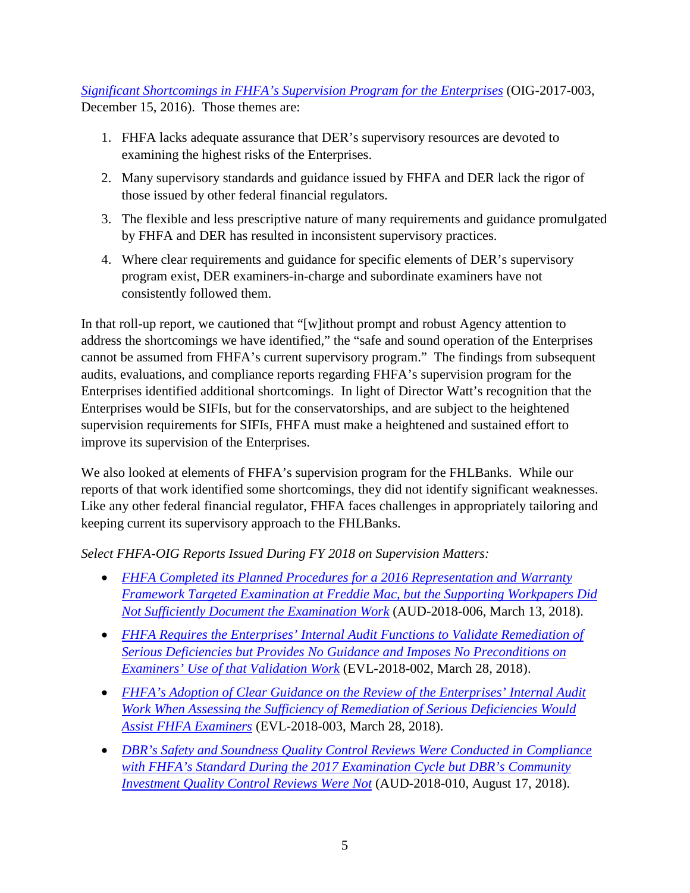*Significant Shortcomings in FHFA's Supervision Program for the Enterprises* (OIG-2017-003, December 15, 2016). Those themes are:

1. FHFA lacks adequate assurance that DER's supervisory resources are devoted to examining the highest risks of the Enterprises.
2. Many supervisory standards and guidance issued by FHFA and DER lack the rigor of those issued by other federal financial regulators.
3. The flexible and less prescriptive nature of many requirements and guidance promulgated by FHFA and DER has resulted in inconsistent supervisory practices.
4. Where clear requirements and guidance for specific elements of DER's supervisory program exist, DER examiners-in-charge and subordinate examiners have not consistently followed them.

In that roll-up report, we cautioned that "[w]ithout prompt and robust Agency attention to address the shortcomings we have identified," the "safe and sound operation of the Enterprises cannot be assumed from FHFA's current supervisory program." The findings from subsequent audits, evaluations, and compliance reports regarding FHFA's supervision program for the Enterprises identified additional shortcomings. In light of Director Watt's recognition that the Enterprises would be SIFIs, but for the conservatorships, and are subject to the heightened supervision requirements for SIFIs, FHFA must make a heightened and sustained effort to improve its supervision of the Enterprises.

We also looked at elements of FHFA's supervision program for the FHLBanks. While our reports of that work identified some shortcomings, they did not identify significant weaknesses. Like any other federal financial regulator, FHFA faces challenges in appropriately tailoring and keeping current its supervisory approach to the FHLBanks.

*Select FHFA-OIG Reports Issued During FY 2018 on Supervision Matters:*

- *FHFA Completed its Planned Procedures for a 2016 Representation and Warranty Framework Targeted Examination at Freddie Mac, but the Supporting Workpapers Did Not Sufficiently Document the Examination Work* (AUD-2018-006, March 13, 2018).
- *FHFA Requires the Enterprises' Internal Audit Functions to Validate Remediation of Serious Deficiencies but Provides No Guidance and Imposes No Preconditions on Examiners' Use of that Validation Work* (EVL-2018-002, March 28, 2018).
- *FHFA's Adoption of Clear Guidance on the Review of the Enterprises' Internal Audit Work When Assessing the Sufficiency of Remediation of Serious Deficiencies Would Assist FHFA Examiners* (EVL-2018-003, March 28, 2018).
- *DBR's Safety and Soundness Quality Control Reviews Were Conducted in Compliance with FHFA's Standard During the 2017 Examination Cycle but DBR's Community Investment Quality Control Reviews Were Not* (AUD-2018-010, August 17, 2018).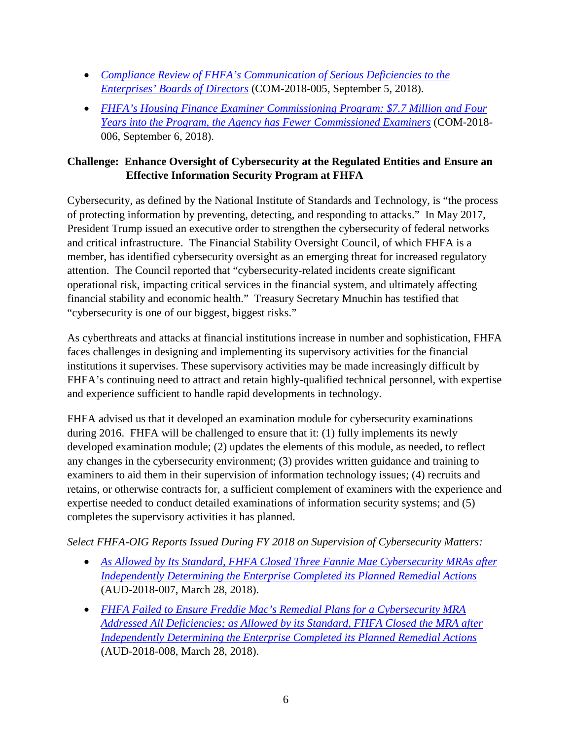- *Compliance Review of FHFA's Communication of Serious Deficiencies to the Enterprises' Boards of Directors* (COM-2018-005, September 5, 2018).
- *FHFA's Housing Finance Examiner Commissioning Program: $7.7 Million and Four Years into the Program, the Agency has Fewer Commissioned Examiners* (COM-2018-006, September 6, 2018).

**Challenge: Enhance Oversight of Cybersecurity at the Regulated Entities and Ensure an Effective Information Security Program at FHFA**

Cybersecurity, as defined by the National Institute of Standards and Technology, is "the process of protecting information by preventing, detecting, and responding to attacks." In May 2017, President Trump issued an executive order to strengthen the cybersecurity of federal networks and critical infrastructure. The Financial Stability Oversight Council, of which FHFA is a member, has identified cybersecurity oversight as an emerging threat for increased regulatory attention. The Council reported that "cybersecurity-related incidents create significant operational risk, impacting critical services in the financial system, and ultimately affecting financial stability and economic health." Treasury Secretary Mnuchin has testified that "cybersecurity is one of our biggest, biggest risks."

As cyberthreats and attacks at financial institutions increase in number and sophistication, FHFA faces challenges in designing and implementing its supervisory activities for the financial institutions it supervises. These supervisory activities may be made increasingly difficult by FHFA's continuing need to attract and retain highly-qualified technical personnel, with expertise and experience sufficient to handle rapid developments in technology.

FHFA advised us that it developed an examination module for cybersecurity examinations during 2016. FHFA will be challenged to ensure that it: (1) fully implements its newly developed examination module; (2) updates the elements of this module, as needed, to reflect any changes in the cybersecurity environment; (3) provides written guidance and training to examiners to aid them in their supervision of information technology issues; (4) recruits and retains, or otherwise contracts for, a sufficient complement of examiners with the experience and expertise needed to conduct detailed examinations of information security systems; and (5) completes the supervisory activities it has planned.

*Select FHFA-OIG Reports Issued During FY 2018 on Supervision of Cybersecurity Matters:*

- *As Allowed by Its Standard, FHFA Closed Three Fannie Mae Cybersecurity MRAs after Independently Determining the Enterprise Completed its Planned Remedial Actions* (AUD-2018-007, March 28, 2018).
- *FHFA Failed to Ensure Freddie Mac's Remedial Plans for a Cybersecurity MRA Addressed All Deficiencies; as Allowed by its Standard, FHFA Closed the MRA after Independently Determining the Enterprise Completed its Planned Remedial Actions* (AUD-2018-008, March 28, 2018).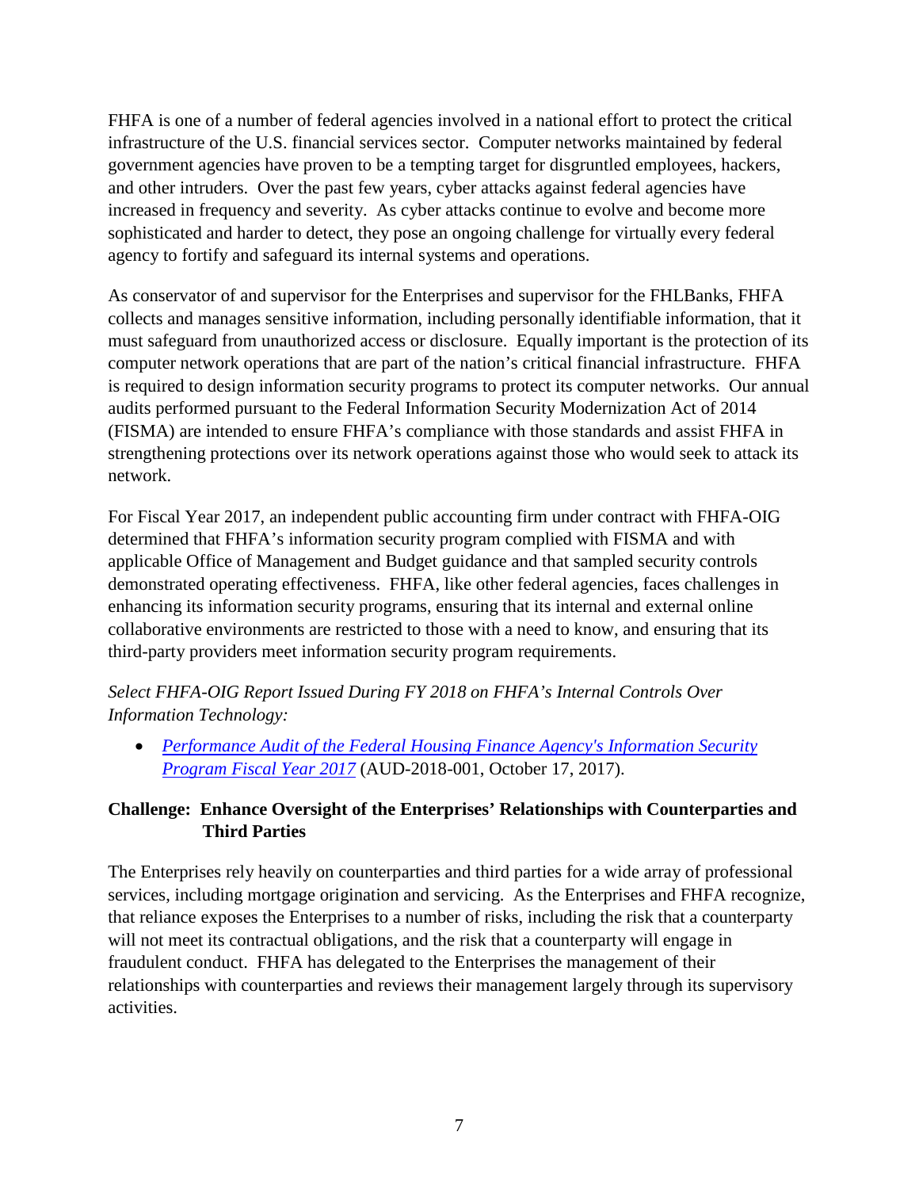FHFA is one of a number of federal agencies involved in a national effort to protect the critical infrastructure of the U.S. financial services sector. Computer networks maintained by federal government agencies have proven to be a tempting target for disgruntled employees, hackers, and other intruders. Over the past few years, cyber attacks against federal agencies have increased in frequency and severity. As cyber attacks continue to evolve and become more sophisticated and harder to detect, they pose an ongoing challenge for virtually every federal agency to fortify and safeguard its internal systems and operations.

As conservator of and supervisor for the Enterprises and supervisor for the FHLBanks, FHFA collects and manages sensitive information, including personally identifiable information, that it must safeguard from unauthorized access or disclosure. Equally important is the protection of its computer network operations that are part of the nation's critical financial infrastructure. FHFA is required to design information security programs to protect its computer networks. Our annual audits performed pursuant to the Federal Information Security Modernization Act of 2014 (FISMA) are intended to ensure FHFA's compliance with those standards and assist FHFA in strengthening protections over its network operations against those who would seek to attack its network.

For Fiscal Year 2017, an independent public accounting firm under contract with FHFA-OIG determined that FHFA's information security program complied with FISMA and with applicable Office of Management and Budget guidance and that sampled security controls demonstrated operating effectiveness. FHFA, like other federal agencies, faces challenges in enhancing its information security programs, ensuring that its internal and external online collaborative environments are restricted to those with a need to know, and ensuring that its third-party providers meet information security program requirements.

*Select FHFA-OIG Report Issued During FY 2018 on FHFA's Internal Controls Over Information Technology:*

- *Performance Audit of the Federal Housing Finance Agency's Information Security Program Fiscal Year 2017* (AUD-2018-001, October 17, 2017).

**Challenge: Enhance Oversight of the Enterprises' Relationships with Counterparties and Third Parties**

The Enterprises rely heavily on counterparties and third parties for a wide array of professional services, including mortgage origination and servicing. As the Enterprises and FHFA recognize, that reliance exposes the Enterprises to a number of risks, including the risk that a counterparty will not meet its contractual obligations, and the risk that a counterparty will engage in fraudulent conduct. FHFA has delegated to the Enterprises the management of their relationships with counterparties and reviews their management largely through its supervisory activities.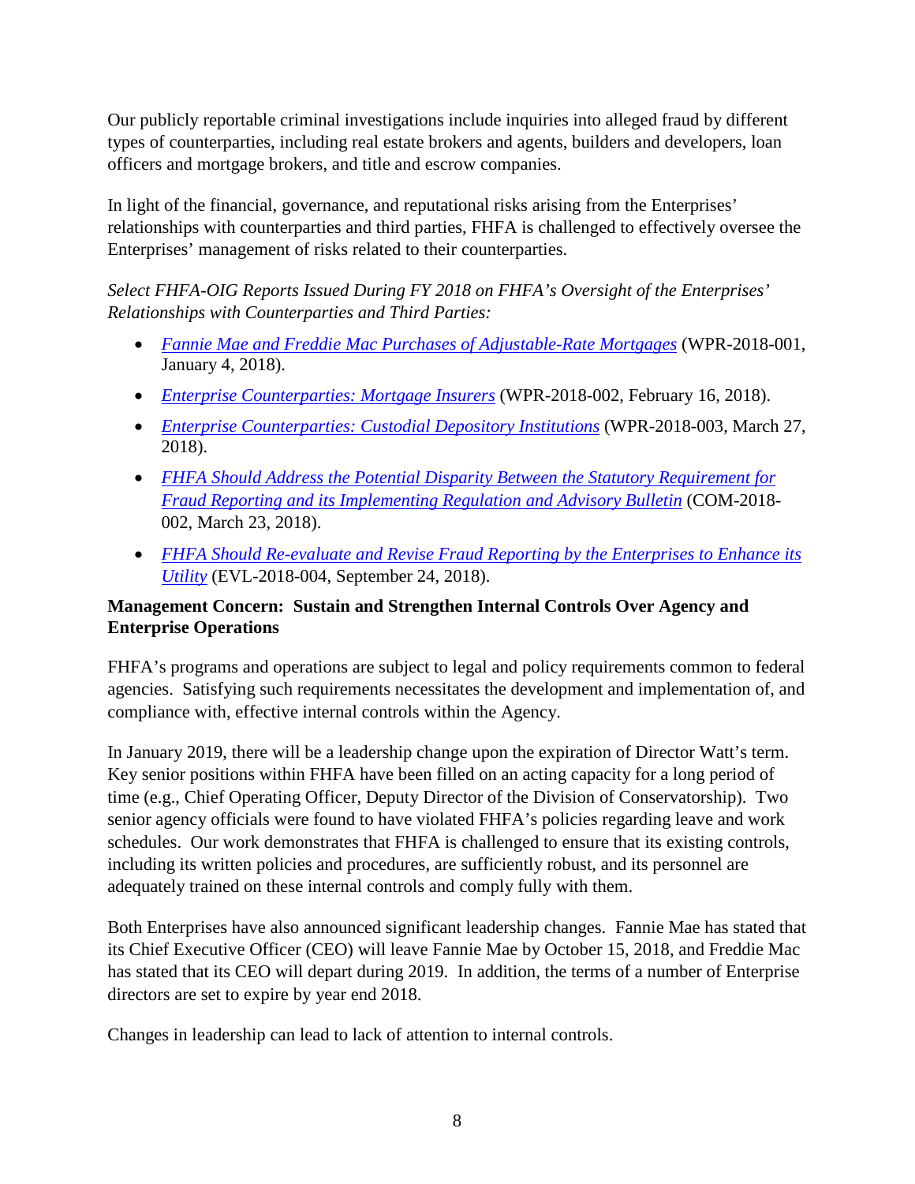Our publicly reportable criminal investigations include inquiries into alleged fraud by different types of counterparties, including real estate brokers and agents, builders and developers, loan officers and mortgage brokers, and title and escrow companies.

In light of the financial, governance, and reputational risks arising from the Enterprises' relationships with counterparties and third parties, FHFA is challenged to effectively oversee the Enterprises' management of risks related to their counterparties.

*Select FHFA-OIG Reports Issued During FY 2018 on FHFA's Oversight of the Enterprises' Relationships with Counterparties and Third Parties:*

- *Fannie Mae and Freddie Mac Purchases of Adjustable-Rate Mortgages* (WPR-2018-001, January 4, 2018).
- *Enterprise Counterparties: Mortgage Insurers* (WPR-2018-002, February 16, 2018).
- *Enterprise Counterparties: Custodial Depository Institutions* (WPR-2018-003, March 27, 2018).
- *FHFA Should Address the Potential Disparity Between the Statutory Requirement for Fraud Reporting and its Implementing Regulation and Advisory Bulletin* (COM-2018-002, March 23, 2018).
- *FHFA Should Re-evaluate and Revise Fraud Reporting by the Enterprises to Enhance its Utility* (EVL-2018-004, September 24, 2018).

**Management Concern: Sustain and Strengthen Internal Controls Over Agency and Enterprise Operations**

FHFA's programs and operations are subject to legal and policy requirements common to federal agencies. Satisfying such requirements necessitates the development and implementation of, and compliance with, effective internal controls within the Agency.

In January 2019, there will be a leadership change upon the expiration of Director Watt's term. Key senior positions within FHFA have been filled on an acting capacity for a long period of time (e.g., Chief Operating Officer, Deputy Director of the Division of Conservatorship). Two senior agency officials were found to have violated FHFA's policies regarding leave and work schedules. Our work demonstrates that FHFA is challenged to ensure that its existing controls, including its written policies and procedures, are sufficiently robust, and its personnel are adequately trained on these internal controls and comply fully with them.

Both Enterprises have also announced significant leadership changes. Fannie Mae has stated that its Chief Executive Officer (CEO) will leave Fannie Mae by October 15, 2018, and Freddie Mac has stated that its CEO will depart during 2019. In addition, the terms of a number of Enterprise directors are set to expire by year end 2018.

Changes in leadership can lead to lack of attention to internal controls.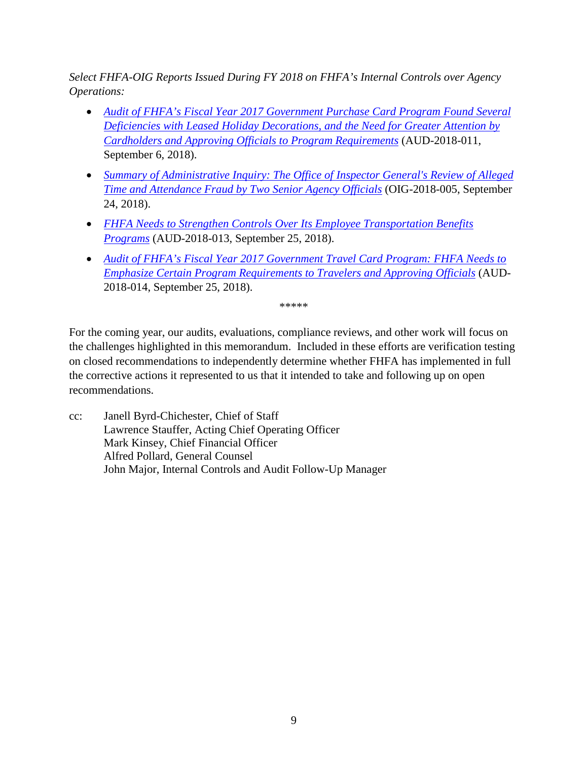*Select FHFA-OIG Reports Issued During FY 2018 on FHFA's Internal Controls over Agency Operations:*

- *Audit of FHFA's Fiscal Year 2017 Government Purchase Card Program Found Several Deficiencies with Leased Holiday Decorations, and the Need for Greater Attention by Cardholders and Approving Officials to Program Requirements* (AUD-2018-011, September 6, 2018).
- *Summary of Administrative Inquiry: The Office of Inspector General's Review of Alleged Time and Attendance Fraud by Two Senior Agency Officials* (OIG-2018-005, September 24, 2018).
- *FHFA Needs to Strengthen Controls Over Its Employee Transportation Benefits Programs* (AUD-2018-013, September 25, 2018).
- *Audit of FHFA's Fiscal Year 2017 Government Travel Card Program: FHFA Needs to Emphasize Certain Program Requirements to Travelers and Approving Officials* (AUD-2018-014, September 25, 2018).

*****

For the coming year, our audits, evaluations, compliance reviews, and other work will focus on the challenges highlighted in this memorandum. Included in these efforts are verification testing on closed recommendations to independently determine whether FHFA has implemented in full the corrective actions it represented to us that it intended to take and following up on open recommendations.

cc: Janell Byrd-Chichester, Chief of Staff
Lawrence Stauffer, Acting Chief Operating Officer
Mark Kinsey, Chief Financial Officer
Alfred Pollard, General Counsel
John Major, Internal Controls and Audit Follow-Up Manager